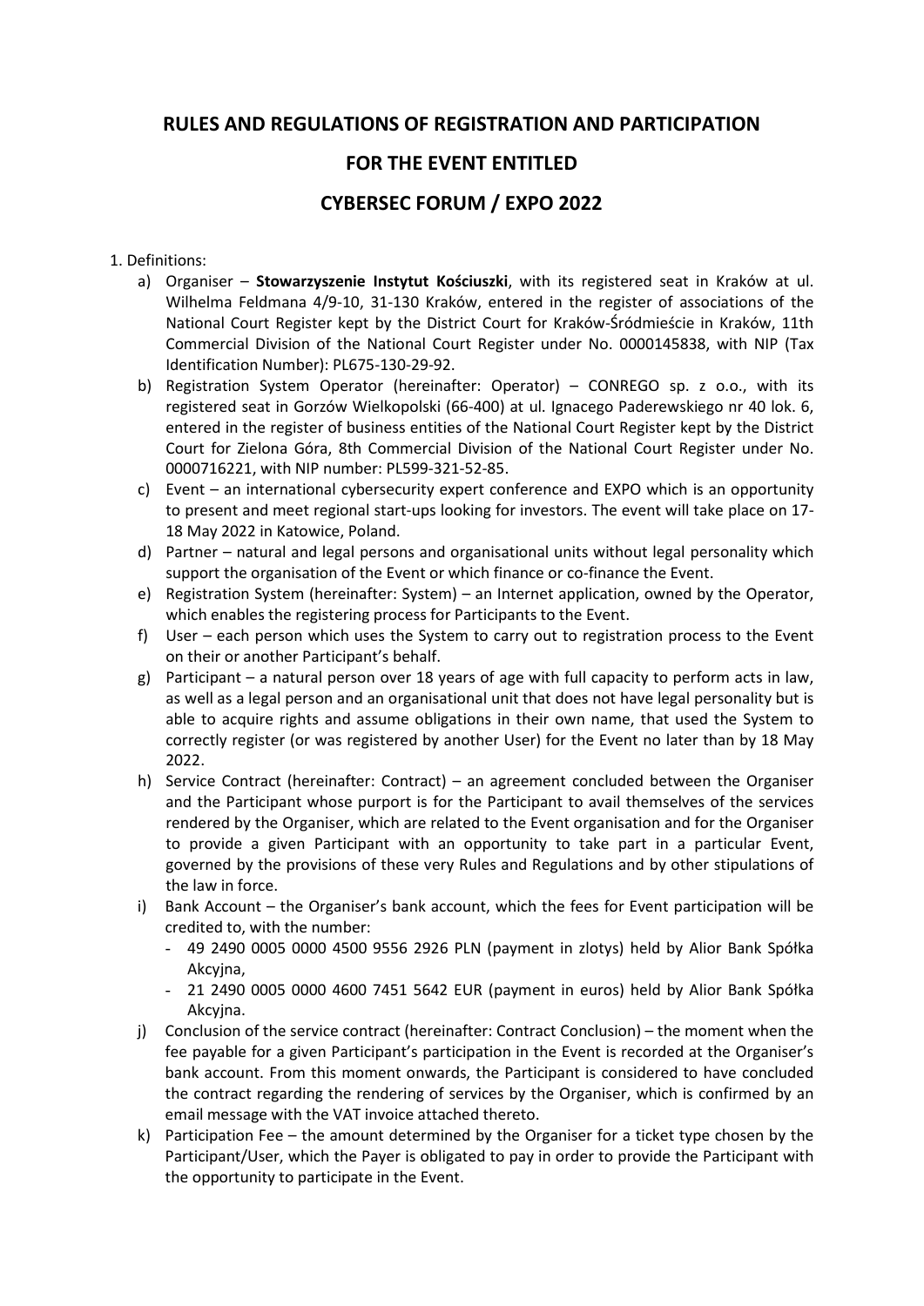# RULES AND REGULATIONS OF REGISTRATION AND PARTICIPATION

# FOR THE EVENT ENTITLED

# CYBERSEC FORUM / EXPO 2022

1. Definitions:
   a) Organiser – **Stowarzyszenie Instytut Kościuszki**, with its registered seat in Kraków at ul. Wilhelma Feldmana 4/9-10, 31-130 Kraków, entered in the register of associations of the National Court Register kept by the District Court for Kraków-Śródmieście in Kraków, 11th Commercial Division of the National Court Register under No. 0000145838, with NIP (Tax Identification Number): PL675-130-29-92.
   b) Registration System Operator (hereinafter: Operator) – CONREGO sp. z o.o., with its registered seat in Gorzów Wielkopolski (66-400) at ul. Ignacego Paderewskiego nr 40 lok. 6, entered in the register of business entities of the National Court Register kept by the District Court for Zielona Góra, 8th Commercial Division of the National Court Register under No. 0000716221, with NIP number: PL599-321-52-85.
   c) Event – an international cybersecurity expert conference and EXPO which is an opportunity to present and meet regional start-ups looking for investors. The event will take place on 17-18 May 2022 in Katowice, Poland.
   d) Partner – natural and legal persons and organisational units without legal personality which support the organisation of the Event or which finance or co-finance the Event.
   e) Registration System (hereinafter: System) – an Internet application, owned by the Operator, which enables the registering process for Participants to the Event.
   f) User – each person which uses the System to carry out to registration process to the Event on their or another Participant's behalf.
   g) Participant – a natural person over 18 years of age with full capacity to perform acts in law, as well as a legal person and an organisational unit that does not have legal personality but is able to acquire rights and assume obligations in their own name, that used the System to correctly register (or was registered by another User) for the Event no later than by 18 May 2022.
   h) Service Contract (hereinafter: Contract) – an agreement concluded between the Organiser and the Participant whose purport is for the Participant to avail themselves of the services rendered by the Organiser, which are related to the Event organisation and for the Organiser to provide a given Participant with an opportunity to take part in a particular Event, governed by the provisions of these very Rules and Regulations and by other stipulations of the law in force.
   i) Bank Account – the Organiser's bank account, which the fees for Event participation will be credited to, with the number:
      - 49 2490 0005 0000 4500 9556 2926 PLN (payment in zlotys) held by Alior Bank Spółka Akcyjna,
      - 21 2490 0005 0000 4600 7451 5642 EUR (payment in euros) held by Alior Bank Spółka Akcyjna.
   j) Conclusion of the service contract (hereinafter: Contract Conclusion) – the moment when the fee payable for a given Participant's participation in the Event is recorded at the Organiser's bank account. From this moment onwards, the Participant is considered to have concluded the contract regarding the rendering of services by the Organiser, which is confirmed by an email message with the VAT invoice attached thereto.
   k) Participation Fee – the amount determined by the Organiser for a ticket type chosen by the Participant/User, which the Payer is obligated to pay in order to provide the Participant with the opportunity to participate in the Event.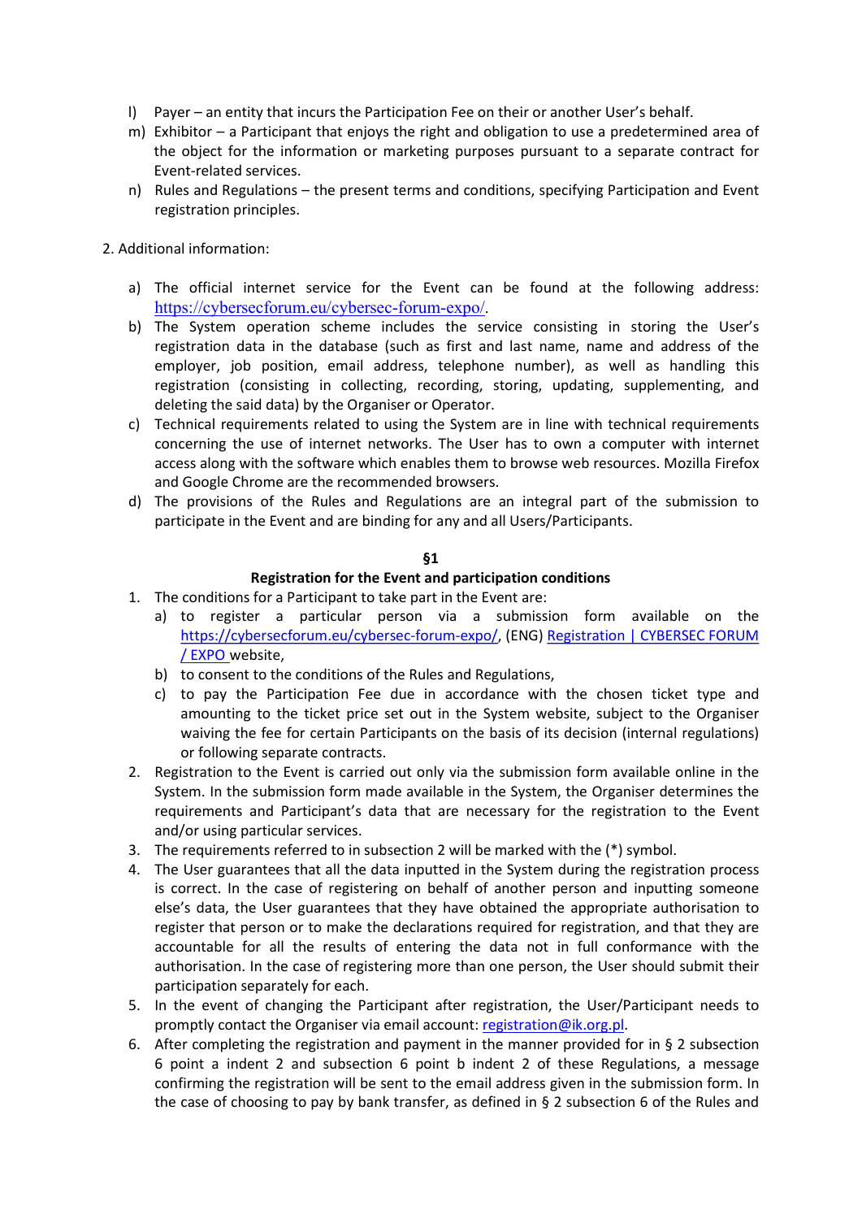l) Payer – an entity that incurs the Participation Fee on their or another User's behalf.
m) Exhibitor – a Participant that enjoys the right and obligation to use a predetermined area of the object for the information or marketing purposes pursuant to a separate contract for Event-related services.
n) Rules and Regulations – the present terms and conditions, specifying Participation and Event registration principles.

2. Additional information:

a) The official internet service for the Event can be found at the following address: https://cybersecforum.eu/cybersec-forum-expo/.
b) The System operation scheme includes the service consisting in storing the User's registration data in the database (such as first and last name, name and address of the employer, job position, email address, telephone number), as well as handling this registration (consisting in collecting, recording, storing, updating, supplementing, and deleting the said data) by the Organiser or Operator.
c) Technical requirements related to using the System are in line with technical requirements concerning the use of internet networks. The User has to own a computer with internet access along with the software which enables them to browse web resources. Mozilla Firefox and Google Chrome are the recommended browsers.
d) The provisions of the Rules and Regulations are an integral part of the submission to participate in the Event and are binding for any and all Users/Participants.

## §1
## Registration for the Event and participation conditions

1. The conditions for a Participant to take part in the Event are:
   a) to register a particular person via a submission form available on the https://cybersecforum.eu/cybersec-forum-expo/, (ENG) Registration | CYBERSEC FORUM / EXPO website,
   b) to consent to the conditions of the Rules and Regulations,
   c) to pay the Participation Fee due in accordance with the chosen ticket type and amounting to the ticket price set out in the System website, subject to the Organiser waiving the fee for certain Participants on the basis of its decision (internal regulations) or following separate contracts.
2. Registration to the Event is carried out only via the submission form available online in the System. In the submission form made available in the System, the Organiser determines the requirements and Participant's data that are necessary for the registration to the Event and/or using particular services.
3. The requirements referred to in subsection 2 will be marked with the (*) symbol.
4. The User guarantees that all the data inputted in the System during the registration process is correct. In the case of registering on behalf of another person and inputting someone else's data, the User guarantees that they have obtained the appropriate authorisation to register that person or to make the declarations required for registration, and that they are accountable for all the results of entering the data not in full conformance with the authorisation. In the case of registering more than one person, the User should submit their participation separately for each.
5. In the event of changing the Participant after registration, the User/Participant needs to promptly contact the Organiser via email account: registration@ik.org.pl.
6. After completing the registration and payment in the manner provided for in § 2 subsection 6 point a indent 2 and subsection 6 point b indent 2 of these Regulations, a message confirming the registration will be sent to the email address given in the submission form. In the case of choosing to pay by bank transfer, as defined in § 2 subsection 6 of the Rules and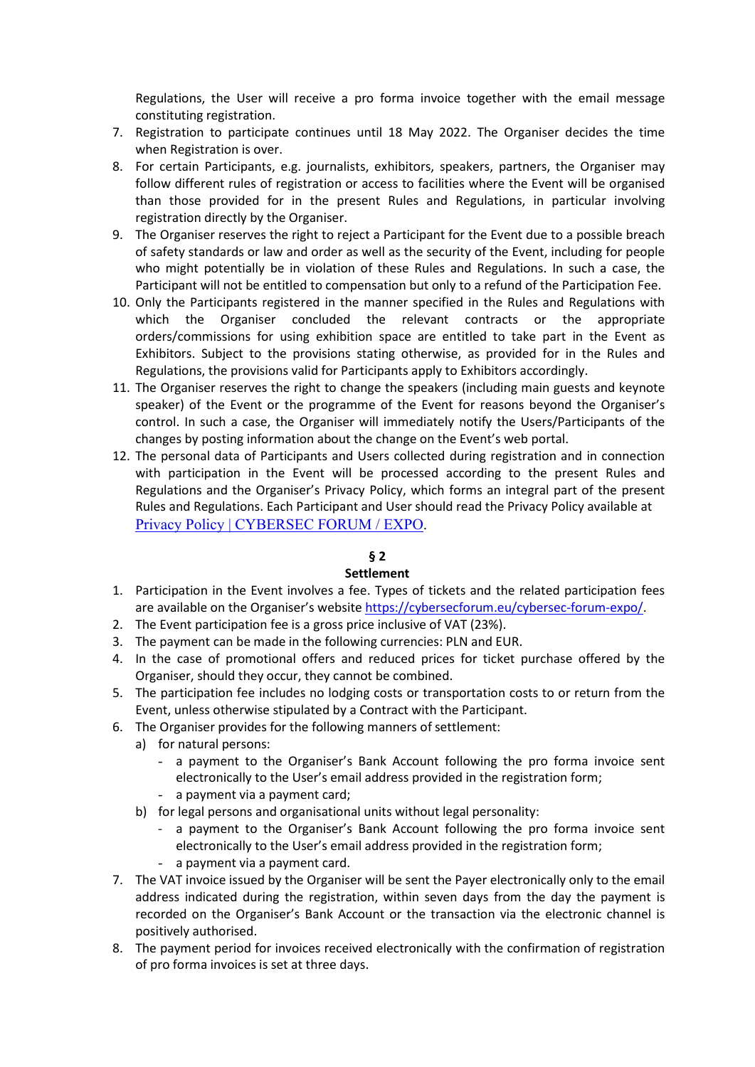Regulations, the User will receive a pro forma invoice together with the email message constituting registration.

7. Registration to participate continues until 18 May 2022. The Organiser decides the time when Registration is over.
8. For certain Participants, e.g. journalists, exhibitors, speakers, partners, the Organiser may follow different rules of registration or access to facilities where the Event will be organised than those provided for in the present Rules and Regulations, in particular involving registration directly by the Organiser.
9. The Organiser reserves the right to reject a Participant for the Event due to a possible breach of safety standards or law and order as well as the security of the Event, including for people who might potentially be in violation of these Rules and Regulations. In such a case, the Participant will not be entitled to compensation but only to a refund of the Participation Fee.
10. Only the Participants registered in the manner specified in the Rules and Regulations with which the Organiser concluded the relevant contracts or the appropriate orders/commissions for using exhibition space are entitled to take part in the Event as Exhibitors. Subject to the provisions stating otherwise, as provided for in the Rules and Regulations, the provisions valid for Participants apply to Exhibitors accordingly.
11. The Organiser reserves the right to change the speakers (including main guests and keynote speaker) of the Event or the programme of the Event for reasons beyond the Organiser's control. In such a case, the Organiser will immediately notify the Users/Participants of the changes by posting information about the change on the Event's web portal.
12. The personal data of Participants and Users collected during registration and in connection with participation in the Event will be processed according to the present Rules and Regulations and the Organiser's Privacy Policy, which forms an integral part of the present Rules and Regulations. Each Participant and User should read the Privacy Policy available at [Privacy Policy | CYBERSEC FORUM / EXPO](Privacy Policy | CYBERSEC FORUM / EXPO).

## § 2

## Settlement

1. Participation in the Event involves a fee. Types of tickets and the related participation fees are available on the Organiser's website https://cybersecforum.eu/cybersec-forum-expo/.
2. The Event participation fee is a gross price inclusive of VAT (23%).
3. The payment can be made in the following currencies: PLN and EUR.
4. In the case of promotional offers and reduced prices for ticket purchase offered by the Organiser, should they occur, they cannot be combined.
5. The participation fee includes no lodging costs or transportation costs to or return from the Event, unless otherwise stipulated by a Contract with the Participant.
6. The Organiser provides for the following manners of settlement:
   a) for natural persons:
      - a payment to the Organiser's Bank Account following the pro forma invoice sent electronically to the User's email address provided in the registration form;
      - a payment via a payment card;
   b) for legal persons and organisational units without legal personality:
      - a payment to the Organiser's Bank Account following the pro forma invoice sent electronically to the User's email address provided in the registration form;
      - a payment via a payment card.
7. The VAT invoice issued by the Organiser will be sent the Payer electronically only to the email address indicated during the registration, within seven days from the day the payment is recorded on the Organiser's Bank Account or the transaction via the electronic channel is positively authorised.
8. The payment period for invoices received electronically with the confirmation of registration of pro forma invoices is set at three days.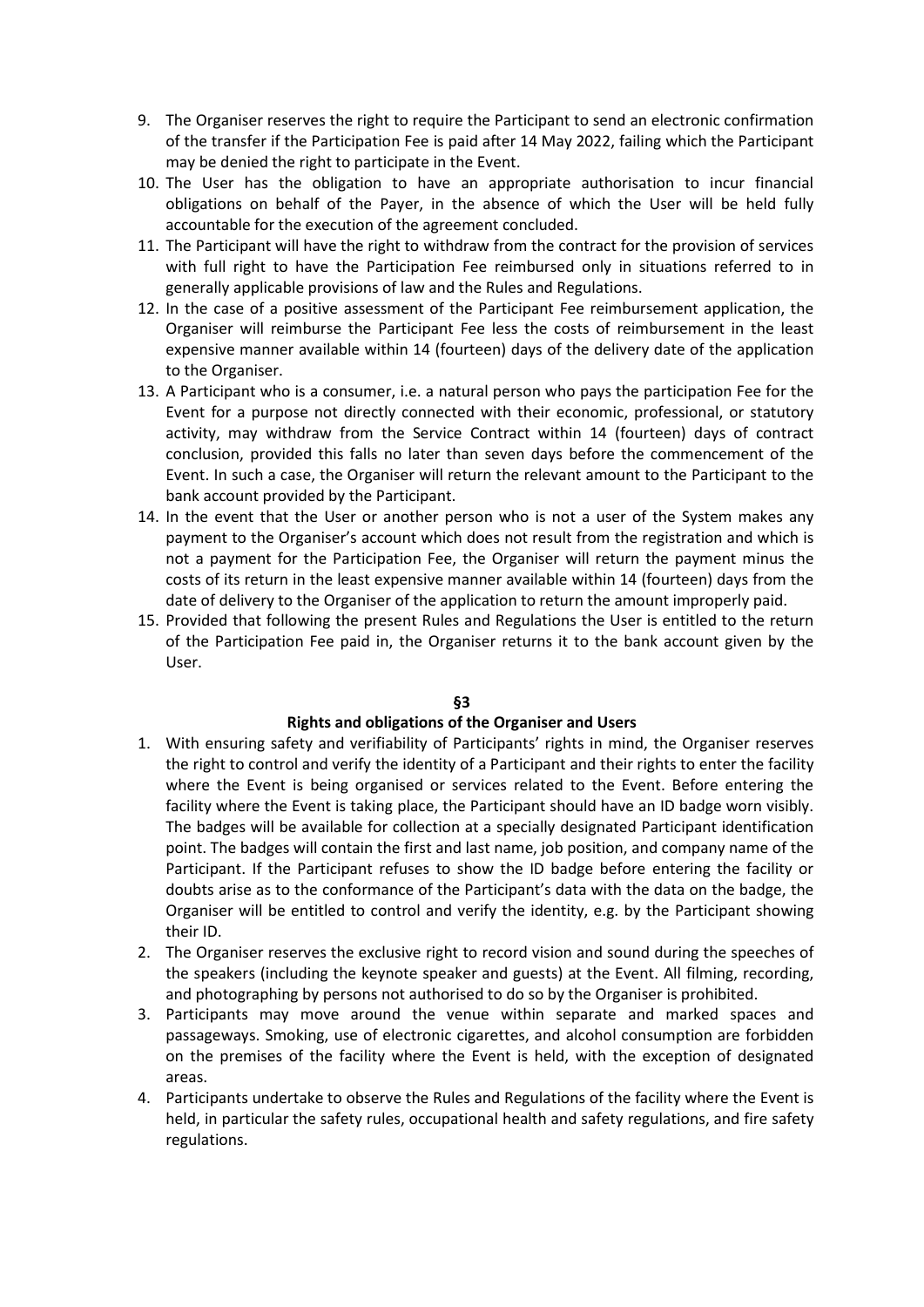9. The Organiser reserves the right to require the Participant to send an electronic confirmation of the transfer if the Participation Fee is paid after 14 May 2022, failing which the Participant may be denied the right to participate in the Event.
10. The User has the obligation to have an appropriate authorisation to incur financial obligations on behalf of the Payer, in the absence of which the User will be held fully accountable for the execution of the agreement concluded.
11. The Participant will have the right to withdraw from the contract for the provision of services with full right to have the Participation Fee reimbursed only in situations referred to in generally applicable provisions of law and the Rules and Regulations.
12. In the case of a positive assessment of the Participant Fee reimbursement application, the Organiser will reimburse the Participant Fee less the costs of reimbursement in the least expensive manner available within 14 (fourteen) days of the delivery date of the application to the Organiser.
13. A Participant who is a consumer, i.e. a natural person who pays the participation Fee for the Event for a purpose not directly connected with their economic, professional, or statutory activity, may withdraw from the Service Contract within 14 (fourteen) days of contract conclusion, provided this falls no later than seven days before the commencement of the Event. In such a case, the Organiser will return the relevant amount to the Participant to the bank account provided by the Participant.
14. In the event that the User or another person who is not a user of the System makes any payment to the Organiser's account which does not result from the registration and which is not a payment for the Participation Fee, the Organiser will return the payment minus the costs of its return in the least expensive manner available within 14 (fourteen) days from the date of delivery to the Organiser of the application to return the amount improperly paid.
15. Provided that following the present Rules and Regulations the User is entitled to the return of the Participation Fee paid in, the Organiser returns it to the bank account given by the User.

**§3**

**Rights and obligations of the Organiser and Users**

1. With ensuring safety and verifiability of Participants' rights in mind, the Organiser reserves the right to control and verify the identity of a Participant and their rights to enter the facility where the Event is being organised or services related to the Event. Before entering the facility where the Event is taking place, the Participant should have an ID badge worn visibly. The badges will be available for collection at a specially designated Participant identification point. The badges will contain the first and last name, job position, and company name of the Participant. If the Participant refuses to show the ID badge before entering the facility or doubts arise as to the conformance of the Participant's data with the data on the badge, the Organiser will be entitled to control and verify the identity, e.g. by the Participant showing their ID.
2. The Organiser reserves the exclusive right to record vision and sound during the speeches of the speakers (including the keynote speaker and guests) at the Event. All filming, recording, and photographing by persons not authorised to do so by the Organiser is prohibited.
3. Participants may move around the venue within separate and marked spaces and passageways. Smoking, use of electronic cigarettes, and alcohol consumption are forbidden on the premises of the facility where the Event is held, with the exception of designated areas.
4. Participants undertake to observe the Rules and Regulations of the facility where the Event is held, in particular the safety rules, occupational health and safety regulations, and fire safety regulations.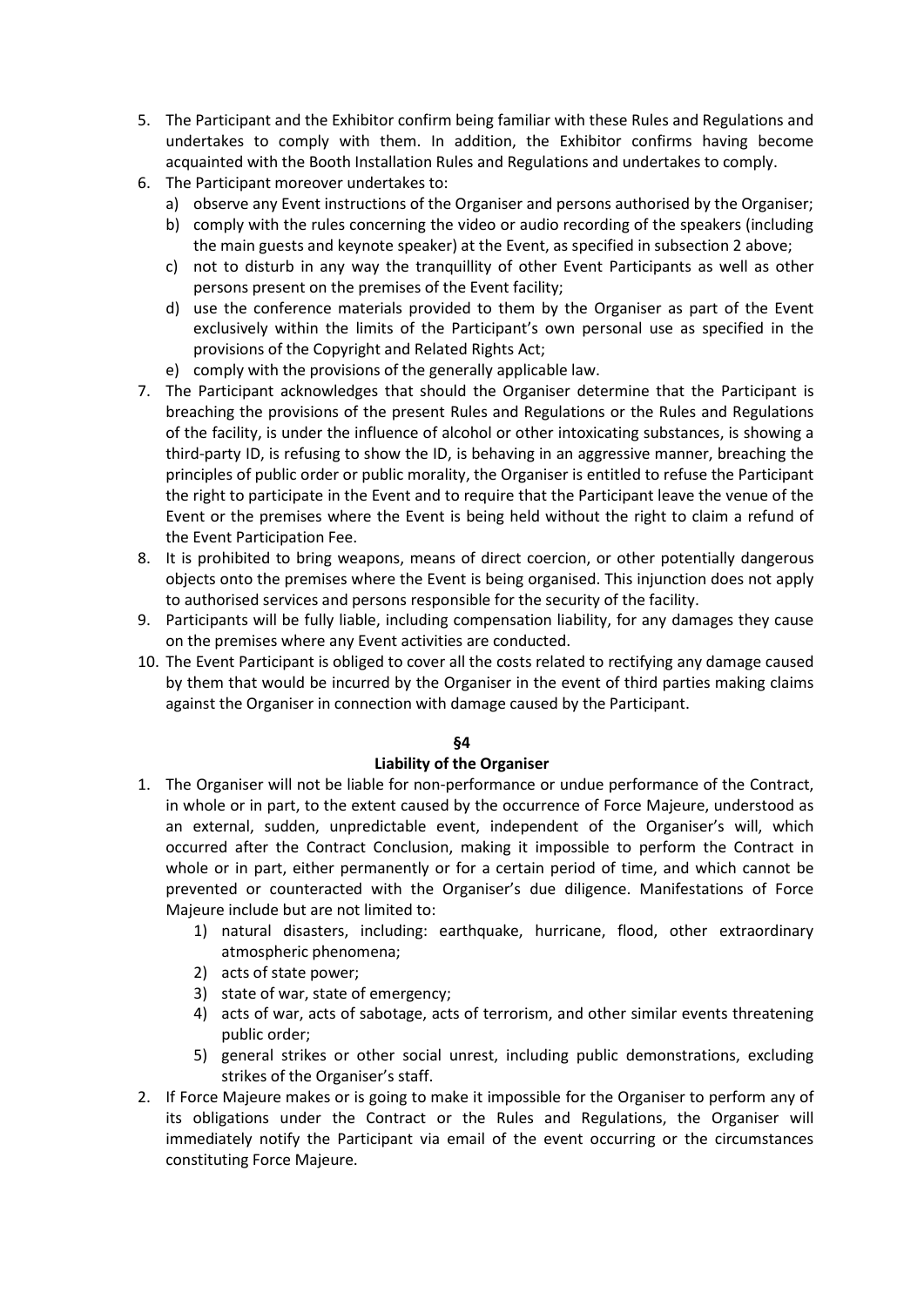5. The Participant and the Exhibitor confirm being familiar with these Rules and Regulations and undertakes to comply with them. In addition, the Exhibitor confirms having become acquainted with the Booth Installation Rules and Regulations and undertakes to comply.
6. The Participant moreover undertakes to:
   a) observe any Event instructions of the Organiser and persons authorised by the Organiser;
   b) comply with the rules concerning the video or audio recording of the speakers (including the main guests and keynote speaker) at the Event, as specified in subsection 2 above;
   c) not to disturb in any way the tranquillity of other Event Participants as well as other persons present on the premises of the Event facility;
   d) use the conference materials provided to them by the Organiser as part of the Event exclusively within the limits of the Participant's own personal use as specified in the provisions of the Copyright and Related Rights Act;
   e) comply with the provisions of the generally applicable law.
7. The Participant acknowledges that should the Organiser determine that the Participant is breaching the provisions of the present Rules and Regulations or the Rules and Regulations of the facility, is under the influence of alcohol or other intoxicating substances, is showing a third-party ID, is refusing to show the ID, is behaving in an aggressive manner, breaching the principles of public order or public morality, the Organiser is entitled to refuse the Participant the right to participate in the Event and to require that the Participant leave the venue of the Event or the premises where the Event is being held without the right to claim a refund of the Event Participation Fee.
8. It is prohibited to bring weapons, means of direct coercion, or other potentially dangerous objects onto the premises where the Event is being organised. This injunction does not apply to authorised services and persons responsible for the security of the facility.
9. Participants will be fully liable, including compensation liability, for any damages they cause on the premises where any Event activities are conducted.
10. The Event Participant is obliged to cover all the costs related to rectifying any damage caused by them that would be incurred by the Organiser in the event of third parties making claims against the Organiser in connection with damage caused by the Participant.

## §4
## Liability of the Organiser

1. The Organiser will not be liable for non-performance or undue performance of the Contract, in whole or in part, to the extent caused by the occurrence of Force Majeure, understood as an external, sudden, unpredictable event, independent of the Organiser's will, which occurred after the Contract Conclusion, making it impossible to perform the Contract in whole or in part, either permanently or for a certain period of time, and which cannot be prevented or counteracted with the Organiser's due diligence. Manifestations of Force Majeure include but are not limited to:
   1) natural disasters, including: earthquake, hurricane, flood, other extraordinary atmospheric phenomena;
   2) acts of state power;
   3) state of war, state of emergency;
   4) acts of war, acts of sabotage, acts of terrorism, and other similar events threatening public order;
   5) general strikes or other social unrest, including public demonstrations, excluding strikes of the Organiser's staff.
2. If Force Majeure makes or is going to make it impossible for the Organiser to perform any of its obligations under the Contract or the Rules and Regulations, the Organiser will immediately notify the Participant via email of the event occurring or the circumstances constituting Force Majeure.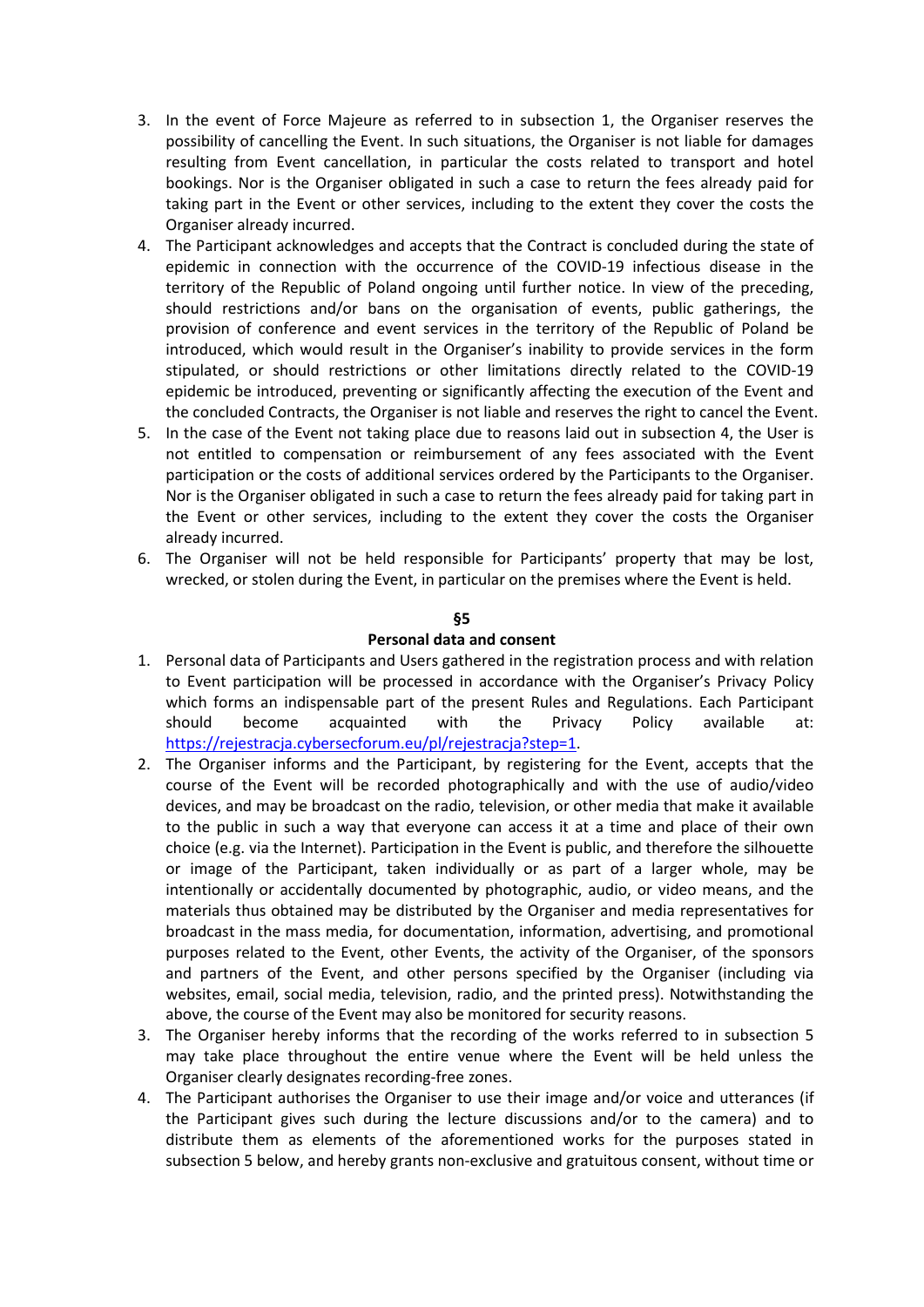3. In the event of Force Majeure as referred to in subsection 1, the Organiser reserves the possibility of cancelling the Event. In such situations, the Organiser is not liable for damages resulting from Event cancellation, in particular the costs related to transport and hotel bookings. Nor is the Organiser obligated in such a case to return the fees already paid for taking part in the Event or other services, including to the extent they cover the costs the Organiser already incurred.
4. The Participant acknowledges and accepts that the Contract is concluded during the state of epidemic in connection with the occurrence of the COVID-19 infectious disease in the territory of the Republic of Poland ongoing until further notice. In view of the preceding, should restrictions and/or bans on the organisation of events, public gatherings, the provision of conference and event services in the territory of the Republic of Poland be introduced, which would result in the Organiser's inability to provide services in the form stipulated, or should restrictions or other limitations directly related to the COVID-19 epidemic be introduced, preventing or significantly affecting the execution of the Event and the concluded Contracts, the Organiser is not liable and reserves the right to cancel the Event.
5. In the case of the Event not taking place due to reasons laid out in subsection 4, the User is not entitled to compensation or reimbursement of any fees associated with the Event participation or the costs of additional services ordered by the Participants to the Organiser. Nor is the Organiser obligated in such a case to return the fees already paid for taking part in the Event or other services, including to the extent they cover the costs the Organiser already incurred.
6. The Organiser will not be held responsible for Participants' property that may be lost, wrecked, or stolen during the Event, in particular on the premises where the Event is held.

## §5
## Personal data and consent

1. Personal data of Participants and Users gathered in the registration process and with relation to Event participation will be processed in accordance with the Organiser's Privacy Policy which forms an indispensable part of the present Rules and Regulations. Each Participant should become acquainted with the Privacy Policy available at: https://rejestracja.cybersecforum.eu/pl/rejestracja?step=1.
2. The Organiser informs and the Participant, by registering for the Event, accepts that the course of the Event will be recorded photographically and with the use of audio/video devices, and may be broadcast on the radio, television, or other media that make it available to the public in such a way that everyone can access it at a time and place of their own choice (e.g. via the Internet). Participation in the Event is public, and therefore the silhouette or image of the Participant, taken individually or as part of a larger whole, may be intentionally or accidentally documented by photographic, audio, or video means, and the materials thus obtained may be distributed by the Organiser and media representatives for broadcast in the mass media, for documentation, information, advertising, and promotional purposes related to the Event, other Events, the activity of the Organiser, of the sponsors and partners of the Event, and other persons specified by the Organiser (including via websites, email, social media, television, radio, and the printed press). Notwithstanding the above, the course of the Event may also be monitored for security reasons.
3. The Organiser hereby informs that the recording of the works referred to in subsection 5 may take place throughout the entire venue where the Event will be held unless the Organiser clearly designates recording-free zones.
4. The Participant authorises the Organiser to use their image and/or voice and utterances (if the Participant gives such during the lecture discussions and/or to the camera) and to distribute them as elements of the aforementioned works for the purposes stated in subsection 5 below, and hereby grants non-exclusive and gratuitous consent, without time or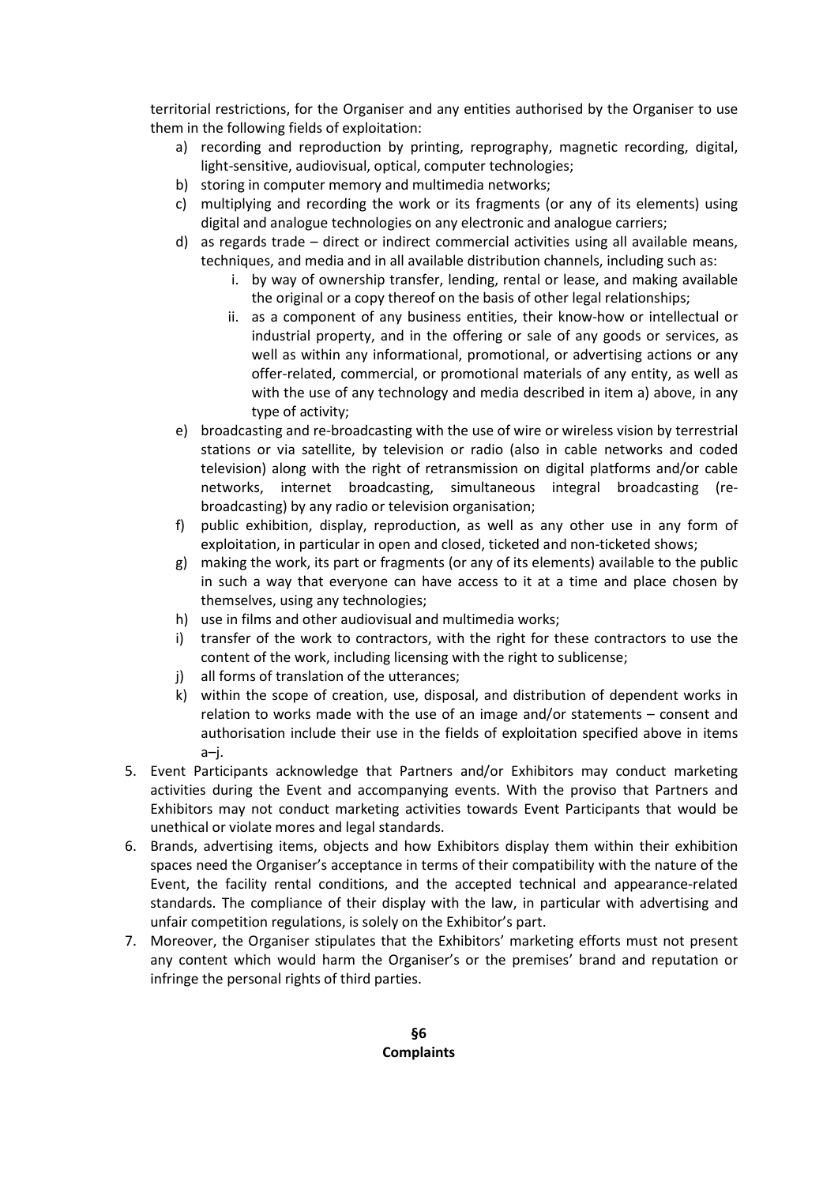territorial restrictions, for the Organiser and any entities authorised by the Organiser to use them in the following fields of exploitation:

a) recording and reproduction by printing, reprography, magnetic recording, digital, light-sensitive, audiovisual, optical, computer technologies;
b) storing in computer memory and multimedia networks;
c) multiplying and recording the work or its fragments (or any of its elements) using digital and analogue technologies on any electronic and analogue carriers;
d) as regards trade – direct or indirect commercial activities using all available means, techniques, and media and in all available distribution channels, including such as:
    i. by way of ownership transfer, lending, rental or lease, and making available the original or a copy thereof on the basis of other legal relationships;
    ii. as a component of any business entities, their know-how or intellectual or industrial property, and in the offering or sale of any goods or services, as well as within any informational, promotional, or advertising actions or any offer-related, commercial, or promotional materials of any entity, as well as with the use of any technology and media described in item a) above, in any type of activity;
e) broadcasting and re-broadcasting with the use of wire or wireless vision by terrestrial stations or via satellite, by television or radio (also in cable networks and coded television) along with the right of retransmission on digital platforms and/or cable networks, internet broadcasting, simultaneous integral broadcasting (re-broadcasting) by any radio or television organisation;
f) public exhibition, display, reproduction, as well as any other use in any form of exploitation, in particular in open and closed, ticketed and non-ticketed shows;
g) making the work, its part or fragments (or any of its elements) available to the public in such a way that everyone can have access to it at a time and place chosen by themselves, using any technologies;
h) use in films and other audiovisual and multimedia works;
i) transfer of the work to contractors, with the right for these contractors to use the content of the work, including licensing with the right to sublicense;
j) all forms of translation of the utterances;
k) within the scope of creation, use, disposal, and distribution of dependent works in relation to works made with the use of an image and/or statements – consent and authorisation include their use in the fields of exploitation specified above in items a–j.

5. Event Participants acknowledge that Partners and/or Exhibitors may conduct marketing activities during the Event and accompanying events. With the proviso that Partners and Exhibitors may not conduct marketing activities towards Event Participants that would be unethical or violate mores and legal standards.
6. Brands, advertising items, objects and how Exhibitors display them within their exhibition spaces need the Organiser's acceptance in terms of their compatibility with the nature of the Event, the facility rental conditions, and the accepted technical and appearance-related standards. The compliance of their display with the law, in particular with advertising and unfair competition regulations, is solely on the Exhibitor's part.
7. Moreover, the Organiser stipulates that the Exhibitors' marketing efforts must not present any content which would harm the Organiser's or the premises' brand and reputation or infringe the personal rights of third parties.

## §6
## Complaints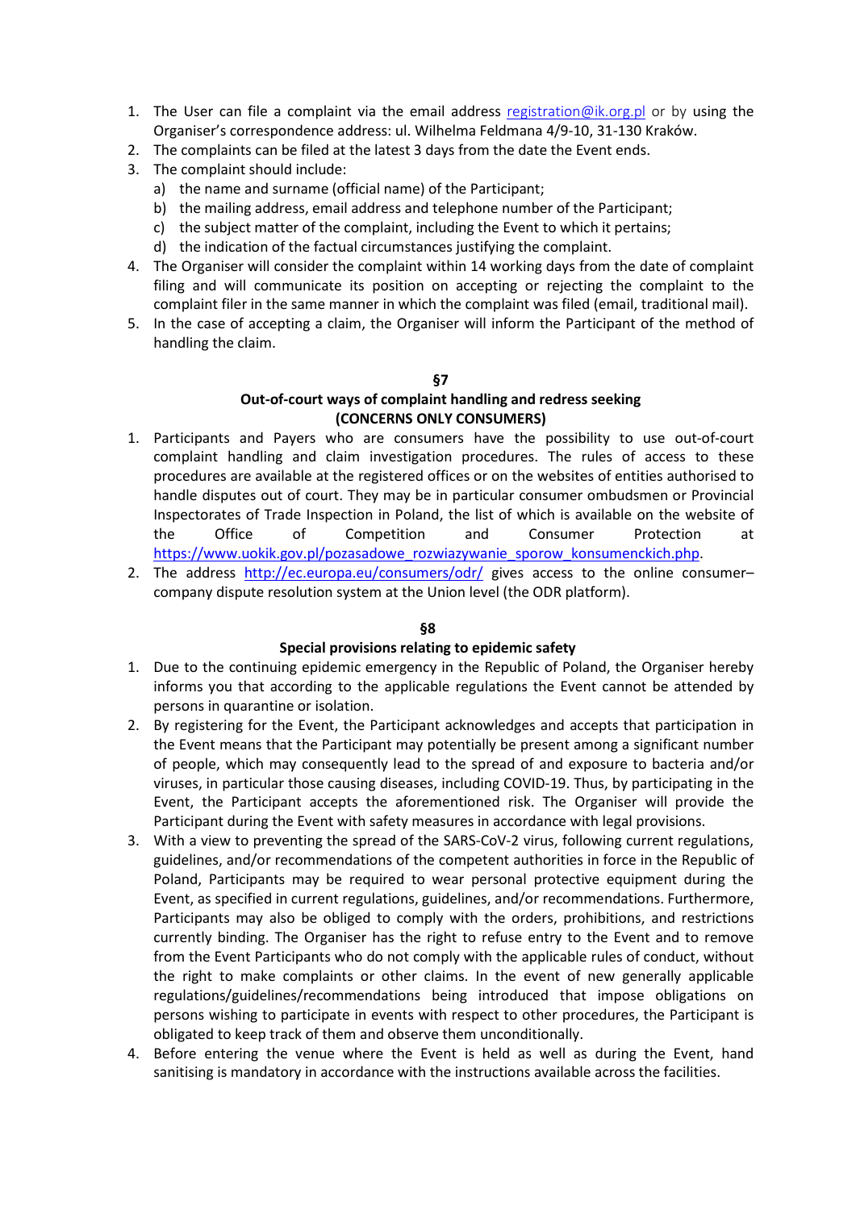1. The User can file a complaint via the email address registration@ik.org.pl or by using the Organiser's correspondence address: ul. Wilhelma Feldmana 4/9-10, 31-130 Kraków.
2. The complaints can be filed at the latest 3 days from the date the Event ends.
3. The complaint should include:
   a) the name and surname (official name) of the Participant;
   b) the mailing address, email address and telephone number of the Participant;
   c) the subject matter of the complaint, including the Event to which it pertains;
   d) the indication of the factual circumstances justifying the complaint.
4. The Organiser will consider the complaint within 14 working days from the date of complaint filing and will communicate its position on accepting or rejecting the complaint to the complaint filer in the same manner in which the complaint was filed (email, traditional mail).
5. In the case of accepting a claim, the Organiser will inform the Participant of the method of handling the claim.

## §7

## Out-of-court ways of complaint handling and redress seeking (CONCERNS ONLY CONSUMERS)

1. Participants and Payers who are consumers have the possibility to use out-of-court complaint handling and claim investigation procedures. The rules of access to these procedures are available at the registered offices or on the websites of entities authorised to handle disputes out of court. They may be in particular consumer ombudsmen or Provincial Inspectorates of Trade Inspection in Poland, the list of which is available on the website of the Office of Competition and Consumer Protection at https://www.uokik.gov.pl/pozasadowe_rozwiazywanie_sporow_konsumenckich.php.
2. The address http://ec.europa.eu/consumers/odr/ gives access to the online consumer–company dispute resolution system at the Union level (the ODR platform).

## §8

## Special provisions relating to epidemic safety

1. Due to the continuing epidemic emergency in the Republic of Poland, the Organiser hereby informs you that according to the applicable regulations the Event cannot be attended by persons in quarantine or isolation.
2. By registering for the Event, the Participant acknowledges and accepts that participation in the Event means that the Participant may potentially be present among a significant number of people, which may consequently lead to the spread of and exposure to bacteria and/or viruses, in particular those causing diseases, including COVID-19. Thus, by participating in the Event, the Participant accepts the aforementioned risk. The Organiser will provide the Participant during the Event with safety measures in accordance with legal provisions.
3. With a view to preventing the spread of the SARS-CoV-2 virus, following current regulations, guidelines, and/or recommendations of the competent authorities in force in the Republic of Poland, Participants may be required to wear personal protective equipment during the Event, as specified in current regulations, guidelines, and/or recommendations. Furthermore, Participants may also be obliged to comply with the orders, prohibitions, and restrictions currently binding. The Organiser has the right to refuse entry to the Event and to remove from the Event Participants who do not comply with the applicable rules of conduct, without the right to make complaints or other claims. In the event of new generally applicable regulations/guidelines/recommendations being introduced that impose obligations on persons wishing to participate in events with respect to other procedures, the Participant is obligated to keep track of them and observe them unconditionally.
4. Before entering the venue where the Event is held as well as during the Event, hand sanitising is mandatory in accordance with the instructions available across the facilities.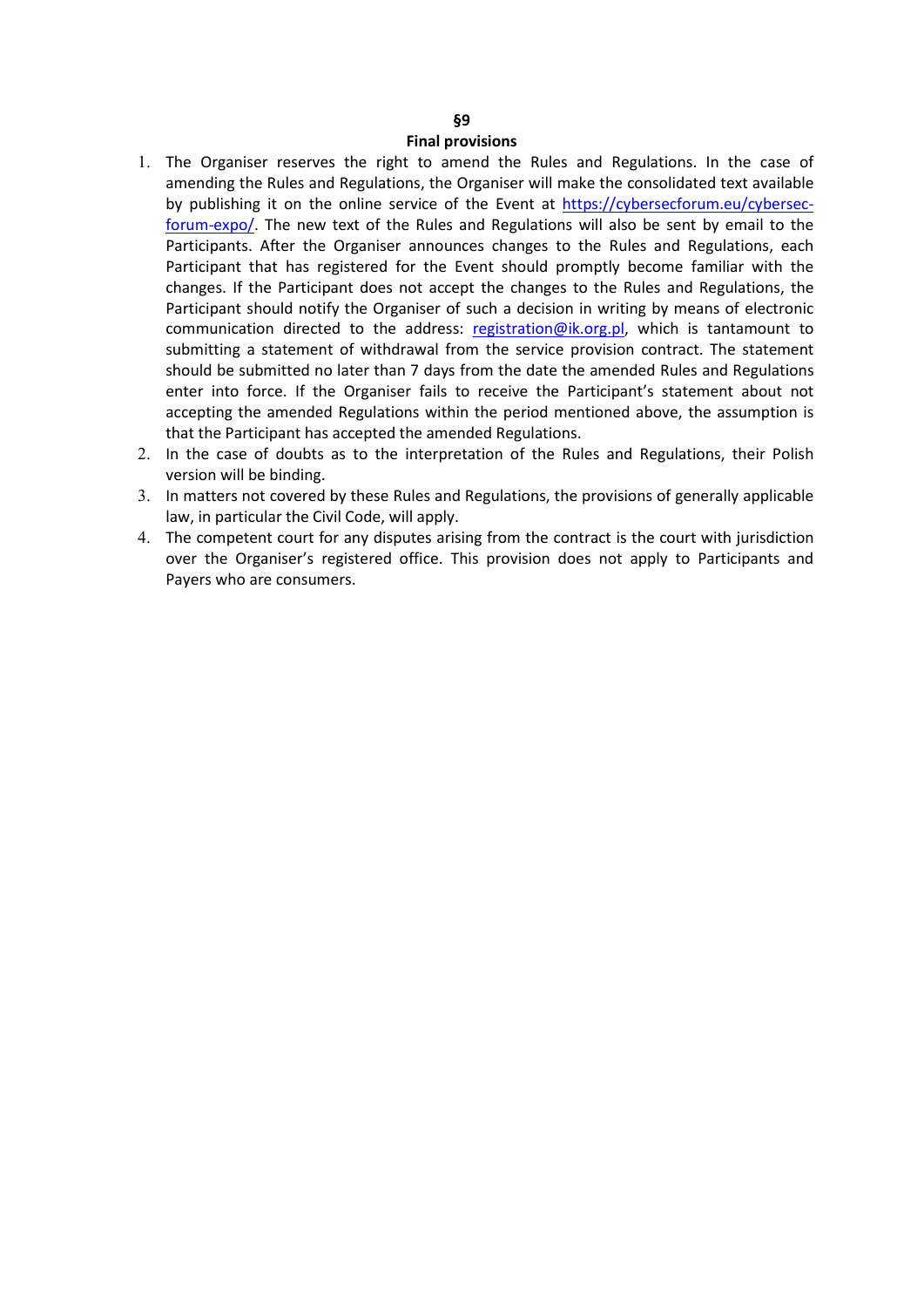## §9
## Final provisions

1. The Organiser reserves the right to amend the Rules and Regulations. In the case of amending the Rules and Regulations, the Organiser will make the consolidated text available by publishing it on the online service of the Event at https://cybersecforum.eu/cybersec-forum-expo/. The new text of the Rules and Regulations will also be sent by email to the Participants. After the Organiser announces changes to the Rules and Regulations, each Participant that has registered for the Event should promptly become familiar with the changes. If the Participant does not accept the changes to the Rules and Regulations, the Participant should notify the Organiser of such a decision in writing by means of electronic communication directed to the address: registration@ik.org.pl, which is tantamount to submitting a statement of withdrawal from the service provision contract. The statement should be submitted no later than 7 days from the date the amended Rules and Regulations enter into force. If the Organiser fails to receive the Participant's statement about not accepting the amended Regulations within the period mentioned above, the assumption is that the Participant has accepted the amended Regulations.
2. In the case of doubts as to the interpretation of the Rules and Regulations, their Polish version will be binding.
3. In matters not covered by these Rules and Regulations, the provisions of generally applicable law, in particular the Civil Code, will apply.
4. The competent court for any disputes arising from the contract is the court with jurisdiction over the Organiser's registered office. This provision does not apply to Participants and Payers who are consumers.